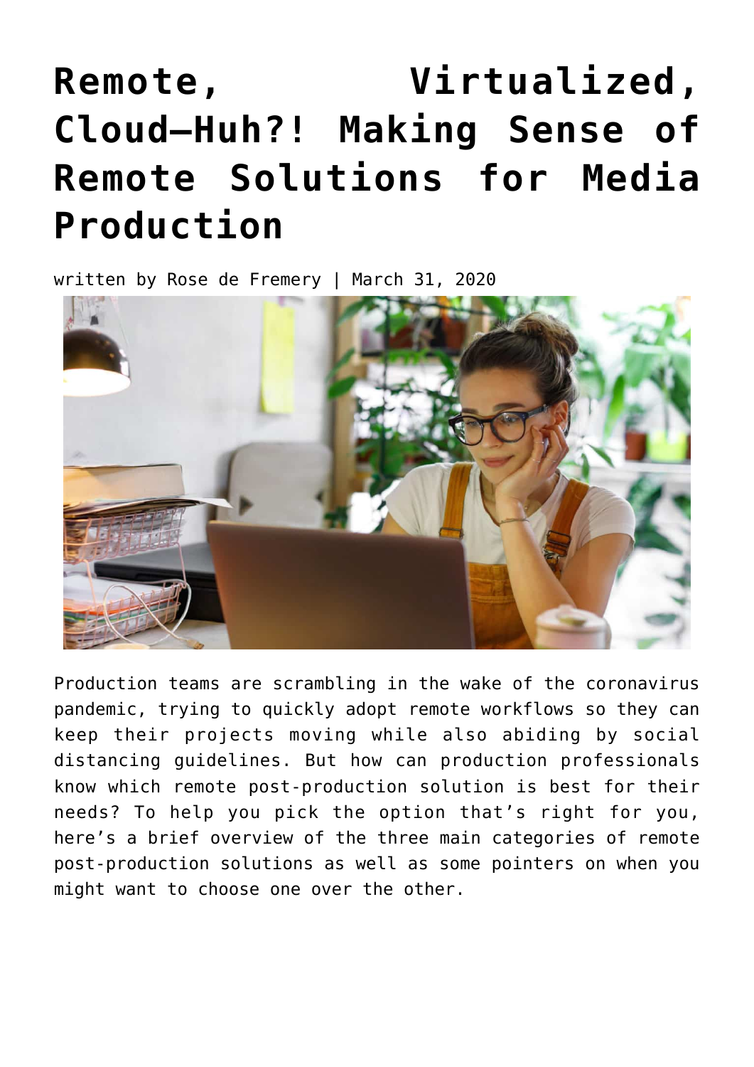# Remote, Virtualized, Cloud—Huh?! Making Sense of Remote Solutions for Media Production

written by Rose de Fremery | March 31, 2020

Production teams are scrambling in the wake of the coronavirus pandemic, trying to quickly adopt remote workflows so they can keep their projects moving while also abiding by social distancing guidelines. But how can production professionals know which remote post-production solution is best for their needs? To help you pick the option that's right for you, here's a brief overview of the three main categories of remote post-production solutions as well as some pointers on when you might want to choose one over the other.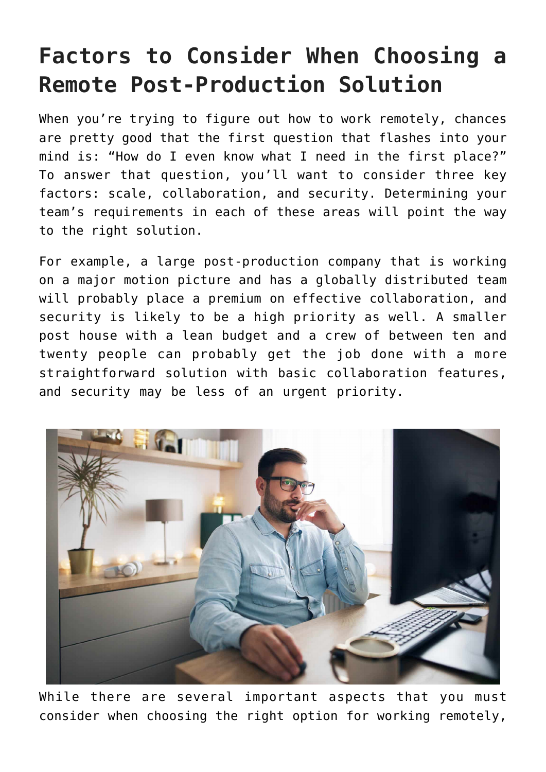# Factors to Consider When Choosing a Remote Post-Production Solution

When you're trying to figure out how to work remotely, chances are pretty good that the first question that flashes into your mind is: "How do I even know what I need in the first place?" To answer that question, you'll want to consider three key factors: scale, collaboration, and security. Determining your team's requirements in each of these areas will point the way to the right solution.

For example, a large post-production company that is working on a major motion picture and has a globally distributed team will probably place a premium on effective collaboration, and security is likely to be a high priority as well. A smaller post house with a lean budget and a crew of between ten and twenty people can probably get the job done with a more straightforward solution with basic collaboration features, and security may be less of an urgent priority.

While there are several important aspects that you must consider when choosing the right option for working remotely,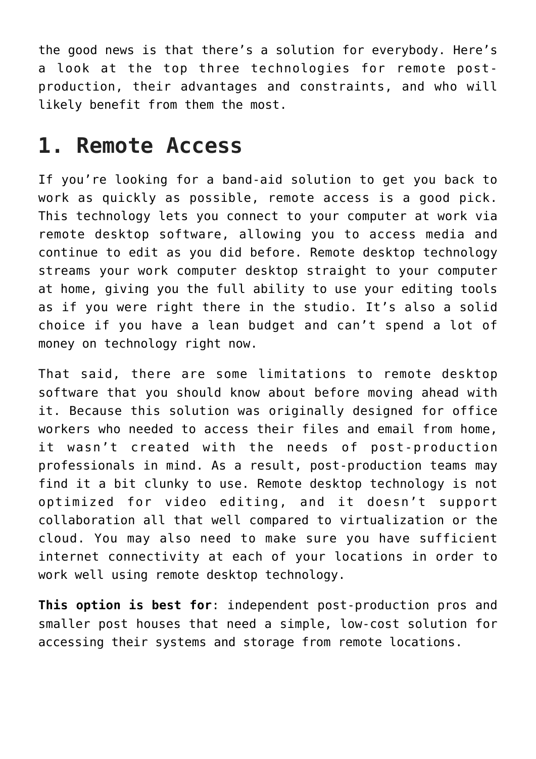the good news is that there's a solution for everybody. Here's a look at the top three technologies for remote post-production, their advantages and constraints, and who will likely benefit from them the most.

## 1. Remote Access

If you're looking for a band-aid solution to get you back to work as quickly as possible, remote access is a good pick. This technology lets you connect to your computer at work via remote desktop software, allowing you to access media and continue to edit as you did before. Remote desktop technology streams your work computer desktop straight to your computer at home, giving you the full ability to use your editing tools as if you were right there in the studio. It's also a solid choice if you have a lean budget and can't spend a lot of money on technology right now.

That said, there are some limitations to remote desktop software that you should know about before moving ahead with it. Because this solution was originally designed for office workers who needed to access their files and email from home, it wasn't created with the needs of post-production professionals in mind. As a result, post-production teams may find it a bit clunky to use. Remote desktop technology is not optimized for video editing, and it doesn't support collaboration all that well compared to virtualization or the cloud. You may also need to make sure you have sufficient internet connectivity at each of your locations in order to work well using remote desktop technology.

**This option is best for**: independent post-production pros and smaller post houses that need a simple, low-cost solution for accessing their systems and storage from remote locations.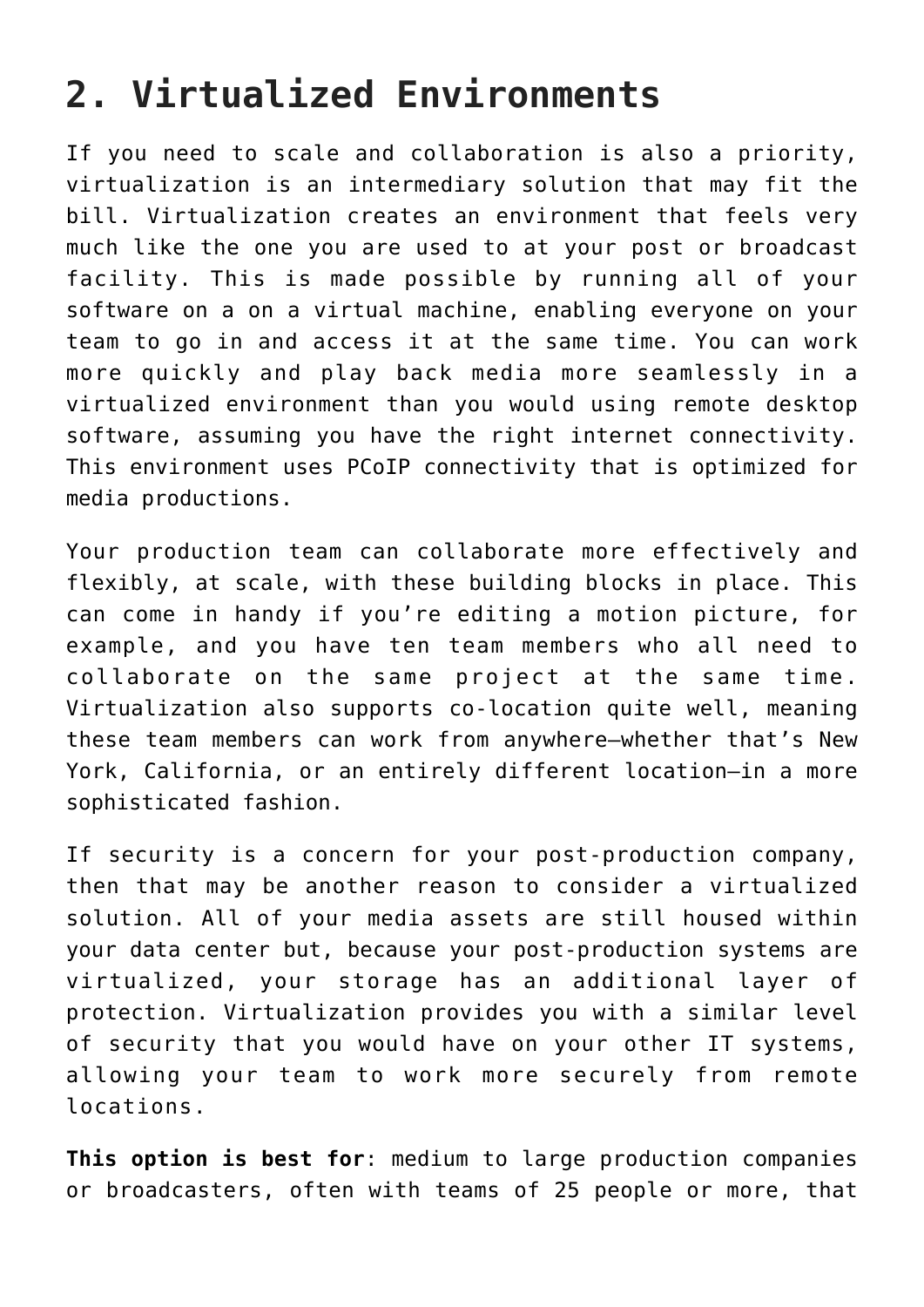## 2. Virtualized Environments

If you need to scale and collaboration is also a priority, virtualization is an intermediary solution that may fit the bill. Virtualization creates an environment that feels very much like the one you are used to at your post or broadcast facility. This is made possible by running all of your software on a on a virtual machine, enabling everyone on your team to go in and access it at the same time. You can work more quickly and play back media more seamlessly in a virtualized environment than you would using remote desktop software, assuming you have the right internet connectivity. This environment uses PCoIP connectivity that is optimized for media productions.

Your production team can collaborate more effectively and flexibly, at scale, with these building blocks in place. This can come in handy if you're editing a motion picture, for example, and you have ten team members who all need to collaborate on the same project at the same time. Virtualization also supports co-location quite well, meaning these team members can work from anywhere—whether that's New York, California, or an entirely different location—in a more sophisticated fashion.

If security is a concern for your post-production company, then that may be another reason to consider a virtualized solution. All of your media assets are still housed within your data center but, because your post-production systems are virtualized, your storage has an additional layer of protection. Virtualization provides you with a similar level of security that you would have on your other IT systems, allowing your team to work more securely from remote locations.

**This option is best for**: medium to large production companies or broadcasters, often with teams of 25 people or more, that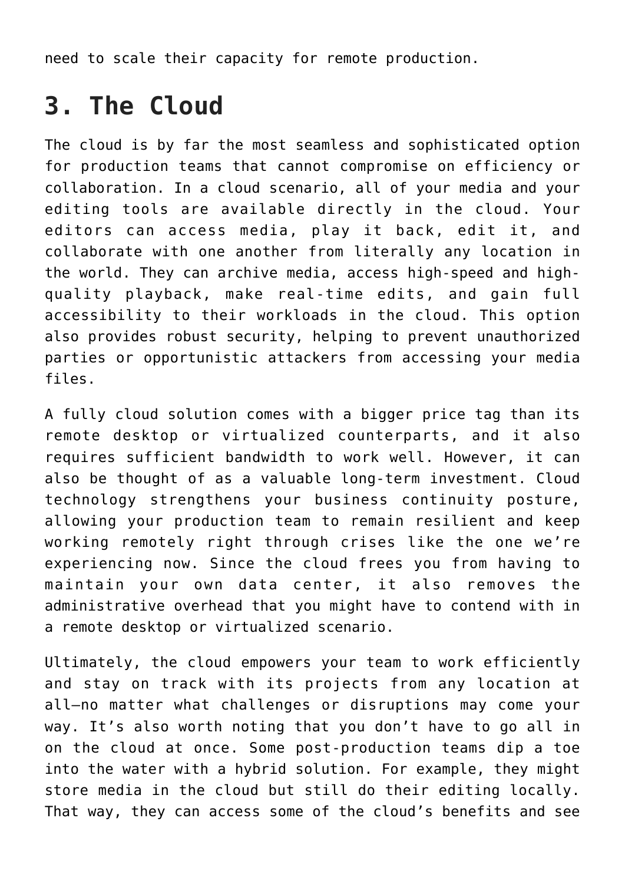need to scale their capacity for remote production.

## 3. The Cloud

The cloud is by far the most seamless and sophisticated option for production teams that cannot compromise on efficiency or collaboration. In a cloud scenario, all of your media and your editing tools are available directly in the cloud. Your editors can access media, play it back, edit it, and collaborate with one another from literally any location in the world. They can archive media, access high-speed and high-quality playback, make real-time edits, and gain full accessibility to their workloads in the cloud. This option also provides robust security, helping to prevent unauthorized parties or opportunistic attackers from accessing your media files.

A fully cloud solution comes with a bigger price tag than its remote desktop or virtualized counterparts, and it also requires sufficient bandwidth to work well. However, it can also be thought of as a valuable long-term investment. Cloud technology strengthens your business continuity posture, allowing your production team to remain resilient and keep working remotely right through crises like the one we're experiencing now. Since the cloud frees you from having to maintain your own data center, it also removes the administrative overhead that you might have to contend with in a remote desktop or virtualized scenario.

Ultimately, the cloud empowers your team to work efficiently and stay on track with its projects from any location at all—no matter what challenges or disruptions may come your way. It's also worth noting that you don't have to go all in on the cloud at once. Some post-production teams dip a toe into the water with a hybrid solution. For example, they might store media in the cloud but still do their editing locally. That way, they can access some of the cloud's benefits and see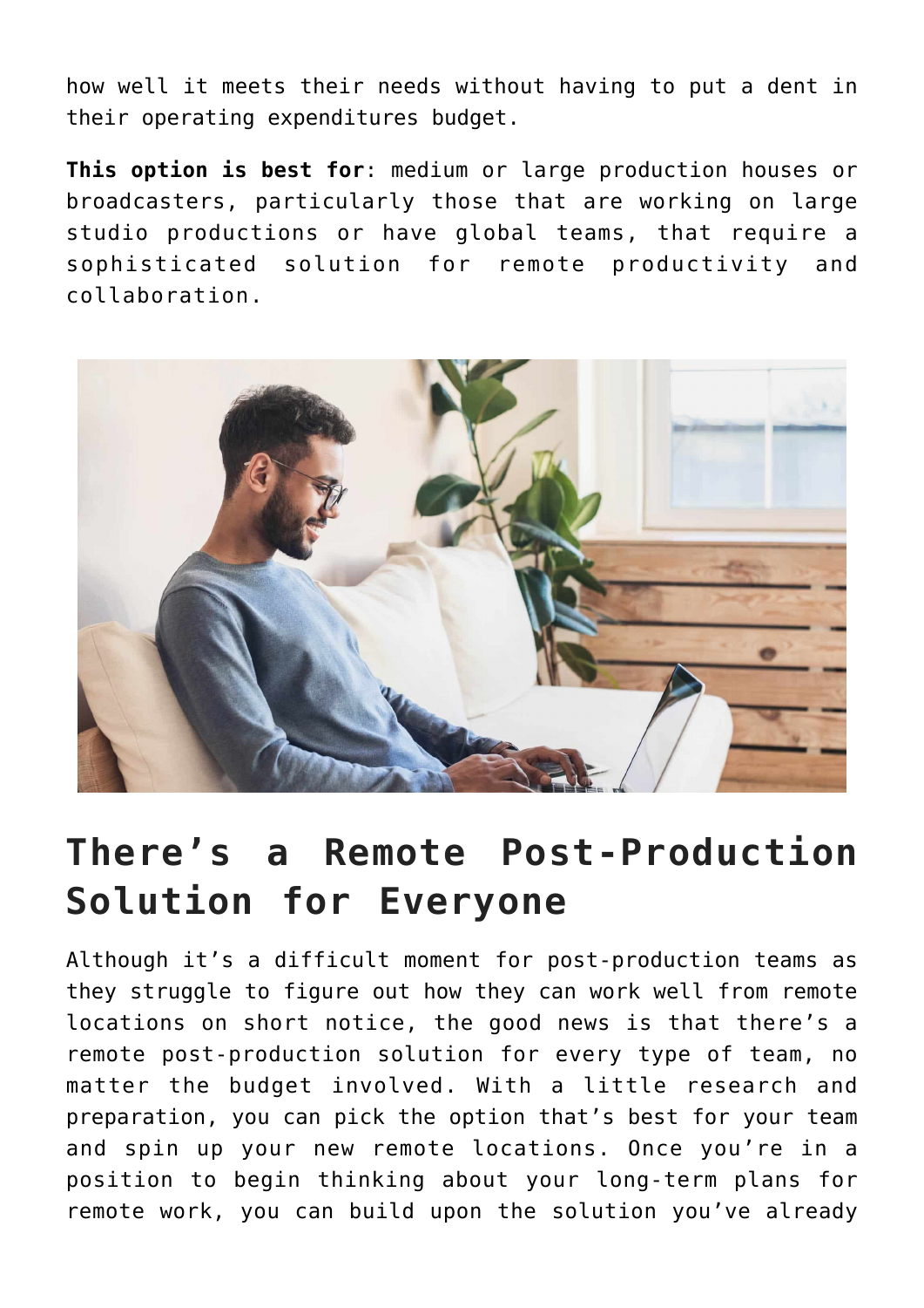how well it meets their needs without having to put a dent in their operating expenditures budget.

**This option is best for**: medium or large production houses or broadcasters, particularly those that are working on large studio productions or have global teams, that require a sophisticated solution for remote productivity and collaboration.

## There's a Remote Post-Production Solution for Everyone

Although it's a difficult moment for post-production teams as they struggle to figure out how they can work well from remote locations on short notice, the good news is that there's a remote post-production solution for every type of team, no matter the budget involved. With a little research and preparation, you can pick the option that's best for your team and spin up your new remote locations. Once you're in a position to begin thinking about your long-term plans for remote work, you can build upon the solution you've already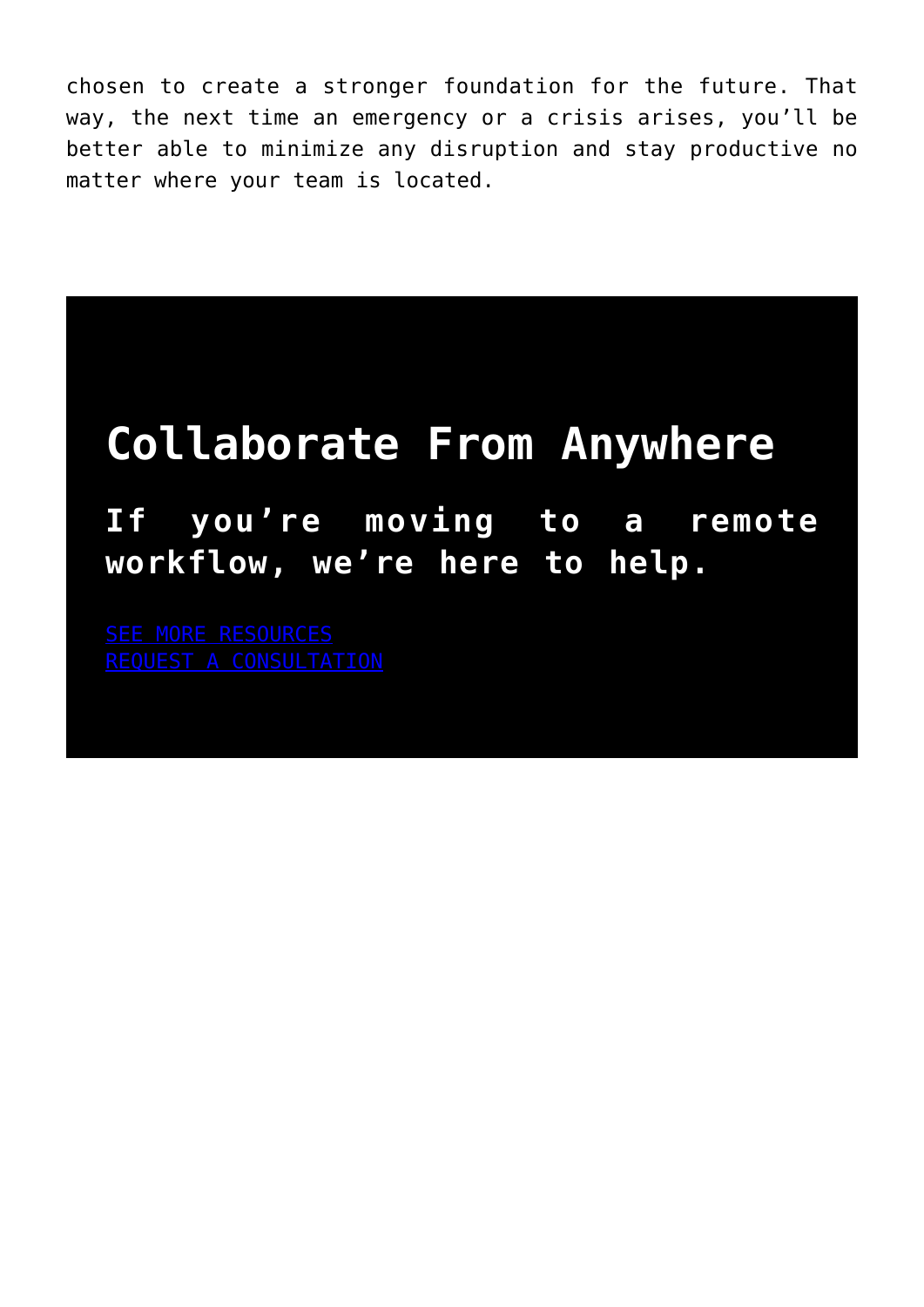chosen to create a stronger foundation for the future. That way, the next time an emergency or a crisis arises, you'll be better able to minimize any disruption and stay productive no matter where your team is located.

# Collaborate From Anywhere

## If you're moving to a remote workflow, we're here to help.

SEE MORE RESOURCES
REQUEST A CONSULTATION